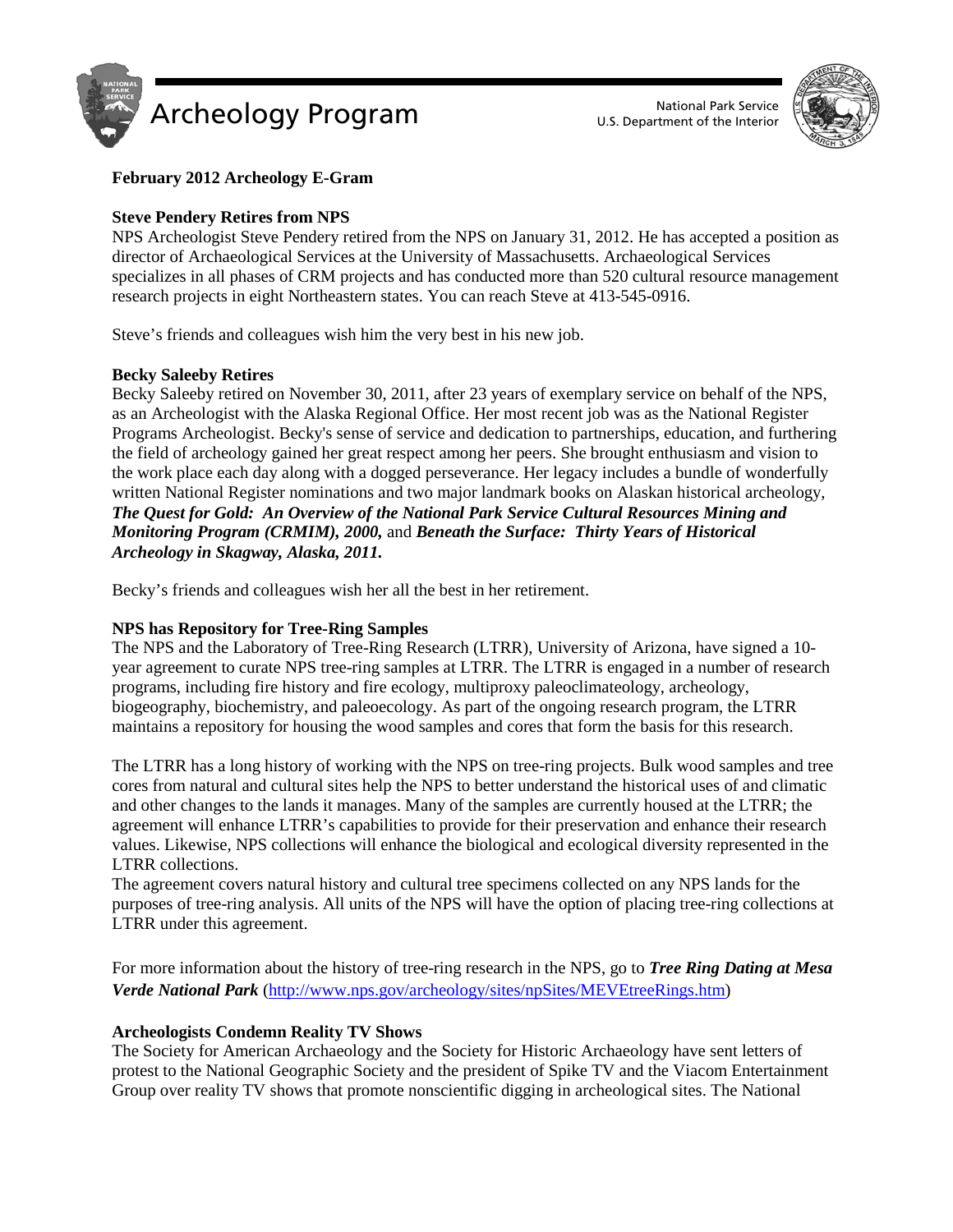# Archeology Program

National Park Service
U.S. Department of the Interior

**February 2012 Archeology E-Gram**

**Steve Pendery Retires from NPS**

NPS Archeologist Steve Pendery retired from the NPS on January 31, 2012. He has accepted a position as director of Archaeological Services at the University of Massachusetts. Archaeological Services specializes in all phases of CRM projects and has conducted more than 520 cultural resource management research projects in eight Northeastern states. You can reach Steve at 413-545-0916.

Steve's friends and colleagues wish him the very best in his new job.

**Becky Saleeby Retires**

Becky Saleeby retired on November 30, 2011, after 23 years of exemplary service on behalf of the NPS, as an Archeologist with the Alaska Regional Office. Her most recent job was as the National Register Programs Archeologist. Becky's sense of service and dedication to partnerships, education, and furthering the field of archeology gained her great respect among her peers. She brought enthusiasm and vision to the work place each day along with a dogged perseverance. Her legacy includes a bundle of wonderfully written National Register nominations and two major landmark books on Alaskan historical archeology, ***The Quest for Gold: An Overview of the National Park Service Cultural Resources Mining and Monitoring Program (CRMIM), 2000,*** and ***Beneath the Surface: Thirty Years of Historical Archeology in Skagway, Alaska, 2011.***

Becky's friends and colleagues wish her all the best in her retirement.

**NPS has Repository for Tree-Ring Samples**

The NPS and the Laboratory of Tree-Ring Research (LTRR), University of Arizona, have signed a 10-year agreement to curate NPS tree-ring samples at LTRR. The LTRR is engaged in a number of research programs, including fire history and fire ecology, multiproxy paleoclimateology, archeology, biogeography, biochemistry, and paleoecology. As part of the ongoing research program, the LTRR maintains a repository for housing the wood samples and cores that form the basis for this research.

The LTRR has a long history of working with the NPS on tree-ring projects. Bulk wood samples and tree cores from natural and cultural sites help the NPS to better understand the historical uses of and climatic and other changes to the lands it manages. Many of the samples are currently housed at the LTRR; the agreement will enhance LTRR's capabilities to provide for their preservation and enhance their research values. Likewise, NPS collections will enhance the biological and ecological diversity represented in the LTRR collections.

The agreement covers natural history and cultural tree specimens collected on any NPS lands for the purposes of tree-ring analysis. All units of the NPS will have the option of placing tree-ring collections at LTRR under this agreement.

For more information about the history of tree-ring research in the NPS, go to ***Tree Ring Dating at Mesa Verde National Park*** (http://www.nps.gov/archeology/sites/npSites/MEVEtreeRings.htm)

**Archeologists Condemn Reality TV Shows**

The Society for American Archaeology and the Society for Historic Archaeology have sent letters of protest to the National Geographic Society and the president of Spike TV and the Viacom Entertainment Group over reality TV shows that promote nonscientific digging in archeological sites. The National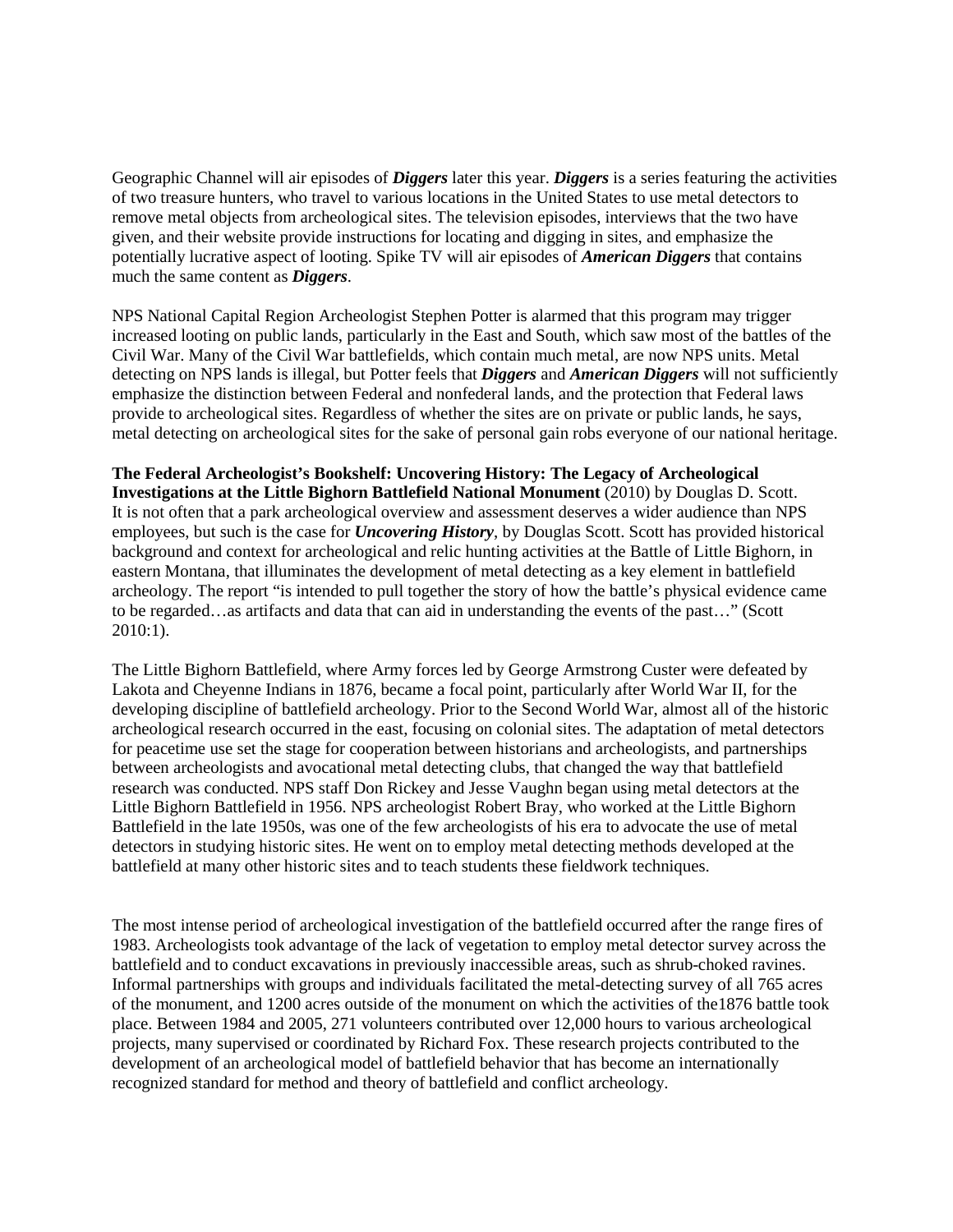Geographic Channel will air episodes of ***Diggers*** later this year. ***Diggers*** is a series featuring the activities of two treasure hunters, who travel to various locations in the United States to use metal detectors to remove metal objects from archeological sites. The television episodes, interviews that the two have given, and their website provide instructions for locating and digging in sites, and emphasize the potentially lucrative aspect of looting. Spike TV will air episodes of ***American Diggers*** that contains much the same content as ***Diggers***.

NPS National Capital Region Archeologist Stephen Potter is alarmed that this program may trigger increased looting on public lands, particularly in the East and South, which saw most of the battles of the Civil War. Many of the Civil War battlefields, which contain much metal, are now NPS units. Metal detecting on NPS lands is illegal, but Potter feels that ***Diggers*** and ***American Diggers*** will not sufficiently emphasize the distinction between Federal and nonfederal lands, and the protection that Federal laws provide to archeological sites. Regardless of whether the sites are on private or public lands, he says, metal detecting on archeological sites for the sake of personal gain robs everyone of our national heritage.

**The Federal Archeologist's Bookshelf: Uncovering History: The Legacy of Archeological Investigations at the Little Bighorn Battlefield National Monument** (2010) by Douglas D. Scott. It is not often that a park archeological overview and assessment deserves a wider audience than NPS employees, but such is the case for ***Uncovering History***, by Douglas Scott. Scott has provided historical background and context for archeological and relic hunting activities at the Battle of Little Bighorn, in eastern Montana, that illuminates the development of metal detecting as a key element in battlefield archeology. The report "is intended to pull together the story of how the battle's physical evidence came to be regarded…as artifacts and data that can aid in understanding the events of the past…" (Scott 2010:1).

The Little Bighorn Battlefield, where Army forces led by George Armstrong Custer were defeated by Lakota and Cheyenne Indians in 1876, became a focal point, particularly after World War II, for the developing discipline of battlefield archeology. Prior to the Second World War, almost all of the historic archeological research occurred in the east, focusing on colonial sites. The adaptation of metal detectors for peacetime use set the stage for cooperation between historians and archeologists, and partnerships between archeologists and avocational metal detecting clubs, that changed the way that battlefield research was conducted. NPS staff Don Rickey and Jesse Vaughn began using metal detectors at the Little Bighorn Battlefield in 1956. NPS archeologist Robert Bray, who worked at the Little Bighorn Battlefield in the late 1950s, was one of the few archeologists of his era to advocate the use of metal detectors in studying historic sites. He went on to employ metal detecting methods developed at the battlefield at many other historic sites and to teach students these fieldwork techniques.

The most intense period of archeological investigation of the battlefield occurred after the range fires of 1983. Archeologists took advantage of the lack of vegetation to employ metal detector survey across the battlefield and to conduct excavations in previously inaccessible areas, such as shrub-choked ravines. Informal partnerships with groups and individuals facilitated the metal-detecting survey of all 765 acres of the monument, and 1200 acres outside of the monument on which the activities of the1876 battle took place. Between 1984 and 2005, 271 volunteers contributed over 12,000 hours to various archeological projects, many supervised or coordinated by Richard Fox. These research projects contributed to the development of an archeological model of battlefield behavior that has become an internationally recognized standard for method and theory of battlefield and conflict archeology.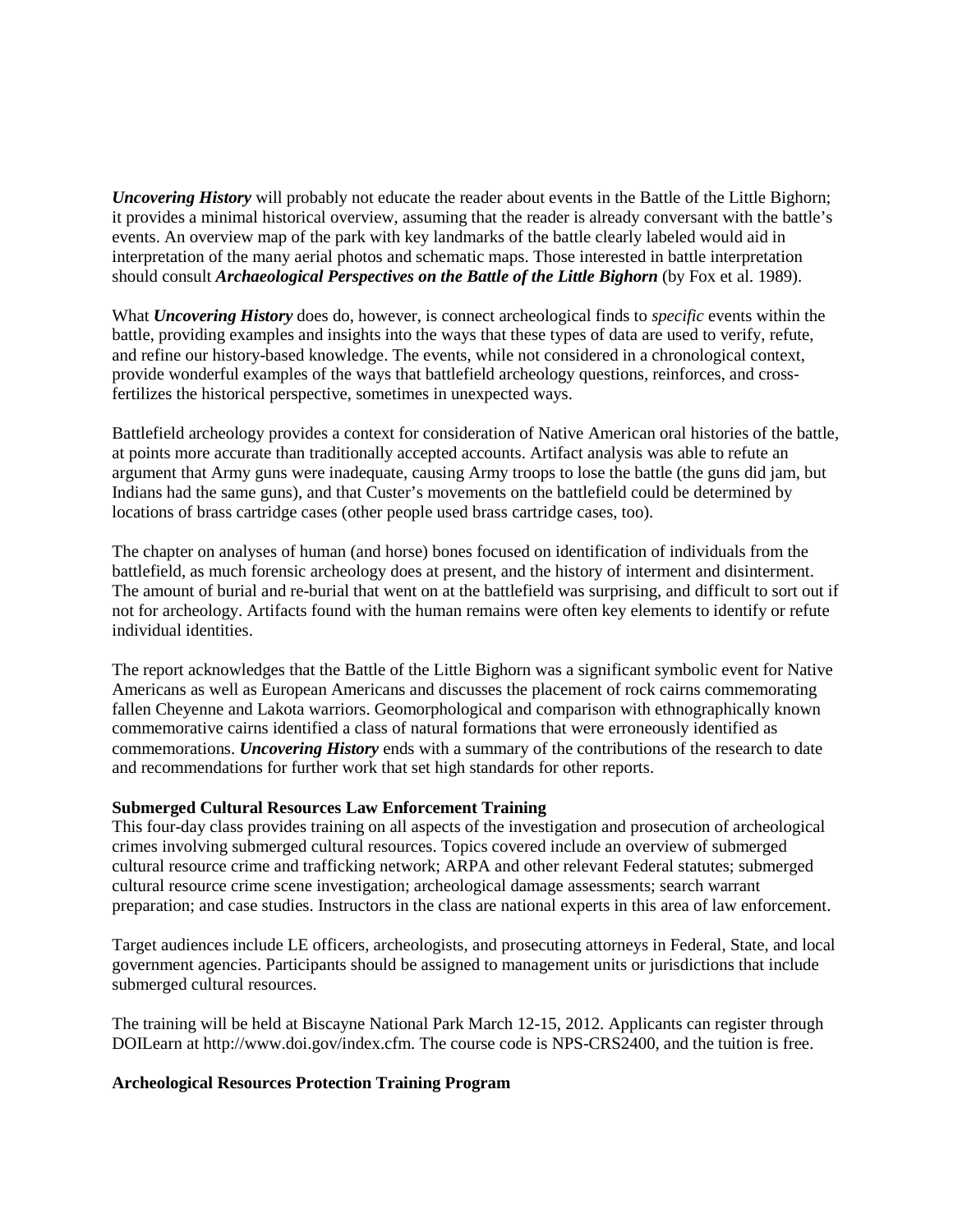***Uncovering History*** will probably not educate the reader about events in the Battle of the Little Bighorn; it provides a minimal historical overview, assuming that the reader is already conversant with the battle's events. An overview map of the park with key landmarks of the battle clearly labeled would aid in interpretation of the many aerial photos and schematic maps. Those interested in battle interpretation should consult ***Archaeological Perspectives on the Battle of the Little Bighorn*** (by Fox et al. 1989).

What ***Uncovering History*** does do, however, is connect archeological finds to *specific* events within the battle, providing examples and insights into the ways that these types of data are used to verify, refute, and refine our history-based knowledge. The events, while not considered in a chronological context, provide wonderful examples of the ways that battlefield archeology questions, reinforces, and cross-fertilizes the historical perspective, sometimes in unexpected ways.

Battlefield archeology provides a context for consideration of Native American oral histories of the battle, at points more accurate than traditionally accepted accounts. Artifact analysis was able to refute an argument that Army guns were inadequate, causing Army troops to lose the battle (the guns did jam, but Indians had the same guns), and that Custer's movements on the battlefield could be determined by locations of brass cartridge cases (other people used brass cartridge cases, too).

The chapter on analyses of human (and horse) bones focused on identification of individuals from the battlefield, as much forensic archeology does at present, and the history of interment and disinterment. The amount of burial and re-burial that went on at the battlefield was surprising, and difficult to sort out if not for archeology. Artifacts found with the human remains were often key elements to identify or refute individual identities.

The report acknowledges that the Battle of the Little Bighorn was a significant symbolic event for Native Americans as well as European Americans and discusses the placement of rock cairns commemorating fallen Cheyenne and Lakota warriors. Geomorphological and comparison with ethnographically known commemorative cairns identified a class of natural formations that were erroneously identified as commemorations. ***Uncovering History*** ends with a summary of the contributions of the research to date and recommendations for further work that set high standards for other reports.

**Submerged Cultural Resources Law Enforcement Training**

This four-day class provides training on all aspects of the investigation and prosecution of archeological crimes involving submerged cultural resources. Topics covered include an overview of submerged cultural resource crime and trafficking network; ARPA and other relevant Federal statutes; submerged cultural resource crime scene investigation; archeological damage assessments; search warrant preparation; and case studies. Instructors in the class are national experts in this area of law enforcement.

Target audiences include LE officers, archeologists, and prosecuting attorneys in Federal, State, and local government agencies. Participants should be assigned to management units or jurisdictions that include submerged cultural resources.

The training will be held at Biscayne National Park March 12-15, 2012. Applicants can register through DOILearn at http://www.doi.gov/index.cfm. The course code is NPS-CRS2400, and the tuition is free.

**Archeological Resources Protection Training Program**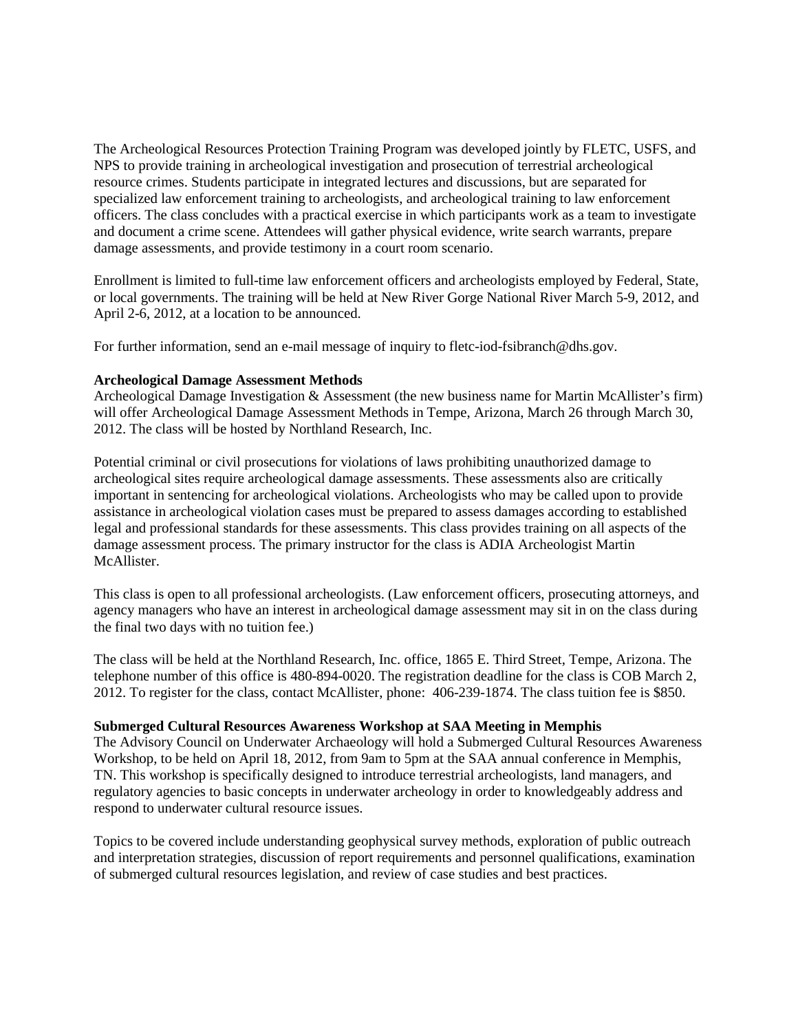The Archeological Resources Protection Training Program was developed jointly by FLETC, USFS, and NPS to provide training in archeological investigation and prosecution of terrestrial archeological resource crimes. Students participate in integrated lectures and discussions, but are separated for specialized law enforcement training to archeologists, and archeological training to law enforcement officers. The class concludes with a practical exercise in which participants work as a team to investigate and document a crime scene. Attendees will gather physical evidence, write search warrants, prepare damage assessments, and provide testimony in a court room scenario.

Enrollment is limited to full-time law enforcement officers and archeologists employed by Federal, State, or local governments. The training will be held at New River Gorge National River March 5-9, 2012, and April 2-6, 2012, at a location to be announced.

For further information, send an e-mail message of inquiry to fletc-iod-fsibranch@dhs.gov.

**Archeological Damage Assessment Methods**

Archeological Damage Investigation & Assessment (the new business name for Martin McAllister's firm) will offer Archeological Damage Assessment Methods in Tempe, Arizona, March 26 through March 30, 2012. The class will be hosted by Northland Research, Inc.

Potential criminal or civil prosecutions for violations of laws prohibiting unauthorized damage to archeological sites require archeological damage assessments. These assessments also are critically important in sentencing for archeological violations. Archeologists who may be called upon to provide assistance in archeological violation cases must be prepared to assess damages according to established legal and professional standards for these assessments. This class provides training on all aspects of the damage assessment process. The primary instructor for the class is ADIA Archeologist Martin McAllister.

This class is open to all professional archeologists. (Law enforcement officers, prosecuting attorneys, and agency managers who have an interest in archeological damage assessment may sit in on the class during the final two days with no tuition fee.)

The class will be held at the Northland Research, Inc. office, 1865 E. Third Street, Tempe, Arizona. The telephone number of this office is 480-894-0020. The registration deadline for the class is COB March 2, 2012. To register for the class, contact McAllister, phone: 406-239-1874. The class tuition fee is $850.

**Submerged Cultural Resources Awareness Workshop at SAA Meeting in Memphis**

The Advisory Council on Underwater Archaeology will hold a Submerged Cultural Resources Awareness Workshop, to be held on April 18, 2012, from 9am to 5pm at the SAA annual conference in Memphis, TN. This workshop is specifically designed to introduce terrestrial archeologists, land managers, and regulatory agencies to basic concepts in underwater archeology in order to knowledgeably address and respond to underwater cultural resource issues.

Topics to be covered include understanding geophysical survey methods, exploration of public outreach and interpretation strategies, discussion of report requirements and personnel qualifications, examination of submerged cultural resources legislation, and review of case studies and best practices.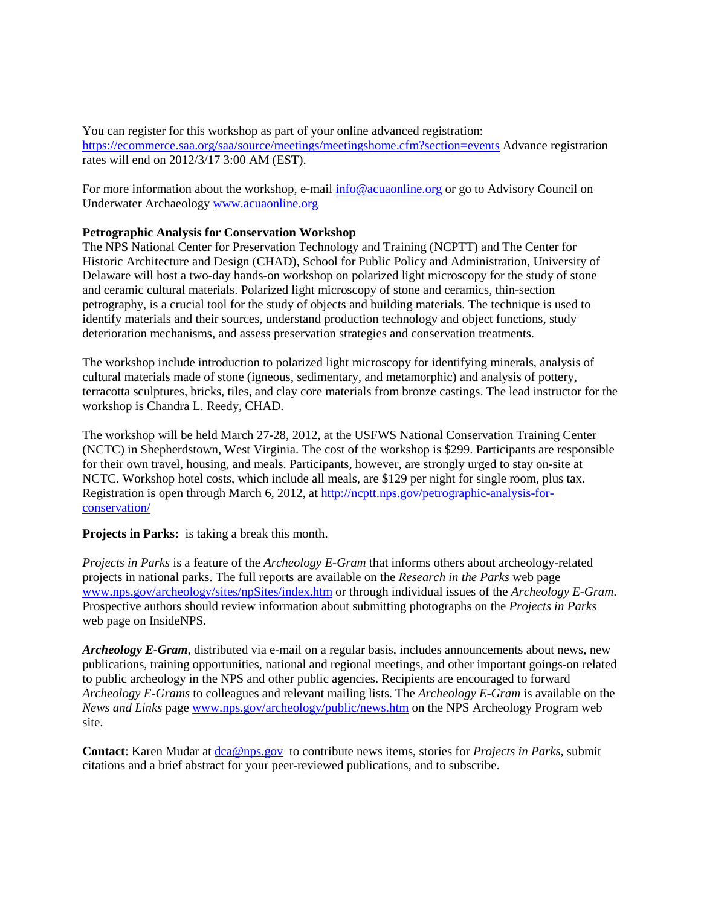You can register for this workshop as part of your online advanced registration: https://ecommerce.saa.org/saa/source/meetings/meetingshome.cfm?section=events Advance registration rates will end on 2012/3/17 3:00 AM (EST).

For more information about the workshop, e-mail info@acuaonline.org or go to Advisory Council on Underwater Archaeology www.acuaonline.org

**Petrographic Analysis for Conservation Workshop**
The NPS National Center for Preservation Technology and Training (NCPTT) and The Center for Historic Architecture and Design (CHAD), School for Public Policy and Administration, University of Delaware will host a two-day hands-on workshop on polarized light microscopy for the study of stone and ceramic cultural materials. Polarized light microscopy of stone and ceramics, thin-section petrography, is a crucial tool for the study of objects and building materials. The technique is used to identify materials and their sources, understand production technology and object functions, study deterioration mechanisms, and assess preservation strategies and conservation treatments.

The workshop include introduction to polarized light microscopy for identifying minerals, analysis of cultural materials made of stone (igneous, sedimentary, and metamorphic) and analysis of pottery, terracotta sculptures, bricks, tiles, and clay core materials from bronze castings. The lead instructor for the workshop is Chandra L. Reedy, CHAD.

The workshop will be held March 27-28, 2012, at the USFWS National Conservation Training Center (NCTC) in Shepherdstown, West Virginia. The cost of the workshop is $299. Participants are responsible for their own travel, housing, and meals. Participants, however, are strongly urged to stay on-site at NCTC. Workshop hotel costs, which include all meals, are $129 per night for single room, plus tax. Registration is open through March 6, 2012, at http://ncptt.nps.gov/petrographic-analysis-for-conservation/

**Projects in Parks:** is taking a break this month.

*Projects in Parks* is a feature of the *Archeology E-Gram* that informs others about archeology-related projects in national parks. The full reports are available on the *Research in the Parks* web page www.nps.gov/archeology/sites/npSites/index.htm or through individual issues of the *Archeology E-Gram*. Prospective authors should review information about submitting photographs on the *Projects in Parks* web page on InsideNPS.

***Archeology E-Gram***, distributed via e-mail on a regular basis, includes announcements about news, new publications, training opportunities, national and regional meetings, and other important goings-on related to public archeology in the NPS and other public agencies. Recipients are encouraged to forward *Archeology E-Grams* to colleagues and relevant mailing lists. The *Archeology E-Gram* is available on the *News and Links* page www.nps.gov/archeology/public/news.htm on the NPS Archeology Program web site.

**Contact**: Karen Mudar at dca@nps.gov to contribute news items, stories for *Projects in Parks*, submit citations and a brief abstract for your peer-reviewed publications, and to subscribe.